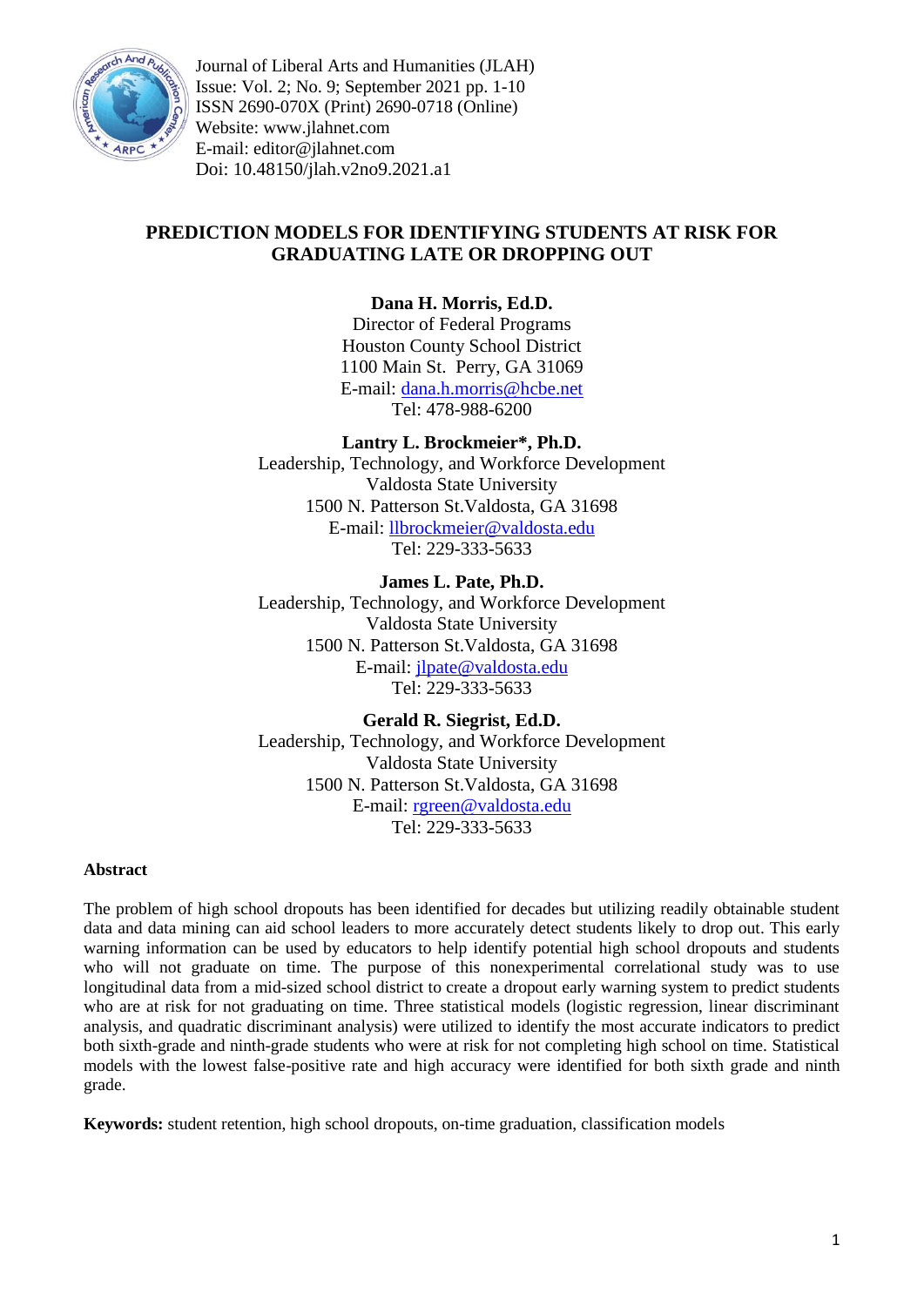Journal of Liberal Arts and Humanities (JLAH)
Issue: Vol. 2; No. 9; September 2021 pp. 1-10
ISSN 2690-070X (Print) 2690-0718 (Online)
Website: www.jlahnet.com
E-mail: editor@jlahnet.com
Doi: 10.48150/jlah.v2no9.2021.a1

# PREDICTION MODELS FOR IDENTIFYING STUDENTS AT RISK FOR GRADUATING LATE OR DROPPING OUT

**Dana H. Morris, Ed.D.**
Director of Federal Programs
Houston County School District
1100 Main St. Perry, GA 31069
E-mail: dana.h.morris@hcbe.net
Tel: 478-988-6200

**Lantry L. Brockmeier*, Ph.D.**
Leadership, Technology, and Workforce Development
Valdosta State University
1500 N. Patterson St.Valdosta, GA 31698
E-mail: llbrockmeier@valdosta.edu
Tel: 229-333-5633

**James L. Pate, Ph.D.**
Leadership, Technology, and Workforce Development
Valdosta State University
1500 N. Patterson St.Valdosta, GA 31698
E-mail: jlpate@valdosta.edu
Tel: 229-333-5633

**Gerald R. Siegrist, Ed.D.**
Leadership, Technology, and Workforce Development
Valdosta State University
1500 N. Patterson St.Valdosta, GA 31698
E-mail: rgreen@valdosta.edu
Tel: 229-333-5633

## Abstract

The problem of high school dropouts has been identified for decades but utilizing readily obtainable student data and data mining can aid school leaders to more accurately detect students likely to drop out. This early warning information can be used by educators to help identify potential high school dropouts and students who will not graduate on time. The purpose of this nonexperimental correlational study was to use longitudinal data from a mid-sized school district to create a dropout early warning system to predict students who are at risk for not graduating on time. Three statistical models (logistic regression, linear discriminant analysis, and quadratic discriminant analysis) were utilized to identify the most accurate indicators to predict both sixth-grade and ninth-grade students who were at risk for not completing high school on time. Statistical models with the lowest false-positive rate and high accuracy were identified for both sixth grade and ninth grade.

**Keywords:** student retention, high school dropouts, on-time graduation, classification models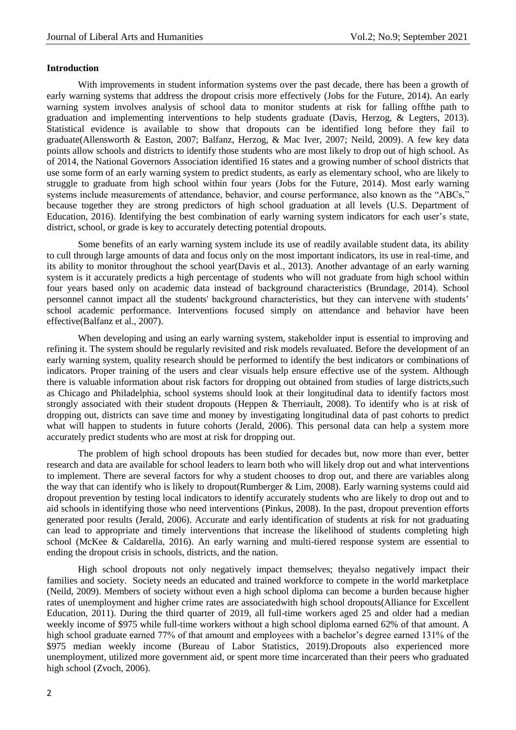**Introduction**

With improvements in student information systems over the past decade, there has been a growth of early warning systems that address the dropout crisis more effectively (Jobs for the Future, 2014). An early warning system involves analysis of school data to monitor students at risk for falling offthe path to graduation and implementing interventions to help students graduate (Davis, Herzog, & Legters, 2013). Statistical evidence is available to show that dropouts can be identified long before they fail to graduate(Allensworth & Easton, 2007; Balfanz, Herzog, & Mac Iver, 2007; Neild, 2009). A few key data points allow schools and districts to identify those students who are most likely to drop out of high school. As of 2014, the National Governors Association identified 16 states and a growing number of school districts that use some form of an early warning system to predict students, as early as elementary school, who are likely to struggle to graduate from high school within four years (Jobs for the Future, 2014). Most early warning systems include measurements of attendance, behavior, and course performance, also known as the "ABCs," because together they are strong predictors of high school graduation at all levels (U.S. Department of Education, 2016). Identifying the best combination of early warning system indicators for each user's state, district, school, or grade is key to accurately detecting potential dropouts.

Some benefits of an early warning system include its use of readily available student data, its ability to cull through large amounts of data and focus only on the most important indicators, its use in real-time, and its ability to monitor throughout the school year(Davis et al., 2013). Another advantage of an early warning system is it accurately predicts a high percentage of students who will not graduate from high school within four years based only on academic data instead of background characteristics (Brundage, 2014). School personnel cannot impact all the students' background characteristics, but they can intervene with students' school academic performance. Interventions focused simply on attendance and behavior have been effective(Balfanz et al., 2007).

When developing and using an early warning system, stakeholder input is essential to improving and refining it. The system should be regularly revisited and risk models revaluated. Before the development of an early warning system, quality research should be performed to identify the best indicators or combinations of indicators. Proper training of the users and clear visuals help ensure effective use of the system. Although there is valuable information about risk factors for dropping out obtained from studies of large districts,such as Chicago and Philadelphia, school systems should look at their longitudinal data to identify factors most strongly associated with their student dropouts (Heppen & Therriault, 2008). To identify who is at risk of dropping out, districts can save time and money by investigating longitudinal data of past cohorts to predict what will happen to students in future cohorts (Jerald, 2006). This personal data can help a system more accurately predict students who are most at risk for dropping out.

The problem of high school dropouts has been studied for decades but, now more than ever, better research and data are available for school leaders to learn both who will likely drop out and what interventions to implement. There are several factors for why a student chooses to drop out, and there are variables along the way that can identify who is likely to dropout(Rumberger & Lim, 2008). Early warning systems could aid dropout prevention by testing local indicators to identify accurately students who are likely to drop out and to aid schools in identifying those who need interventions (Pinkus, 2008). In the past, dropout prevention efforts generated poor results (Jerald, 2006). Accurate and early identification of students at risk for not graduating can lead to appropriate and timely interventions that increase the likelihood of students completing high school (McKee & Caldarella, 2016). An early warning and multi-tiered response system are essential to ending the dropout crisis in schools, districts, and the nation.

High school dropouts not only negatively impact themselves; theyalso negatively impact their families and society. Society needs an educated and trained workforce to compete in the world marketplace (Neild, 2009). Members of society without even a high school diploma can become a burden because higher rates of unemployment and higher crime rates are associatedwith high school dropouts(Alliance for Excellent Education, 2011). During the third quarter of 2019, all full-time workers aged 25 and older had a median weekly income of $975 while full-time workers without a high school diploma earned 62% of that amount. A high school graduate earned 77% of that amount and employees with a bachelor's degree earned 131% of the $975 median weekly income (Bureau of Labor Statistics, 2019).Dropouts also experienced more unemployment, utilized more government aid, or spent more time incarcerated than their peers who graduated high school (Zvoch, 2006).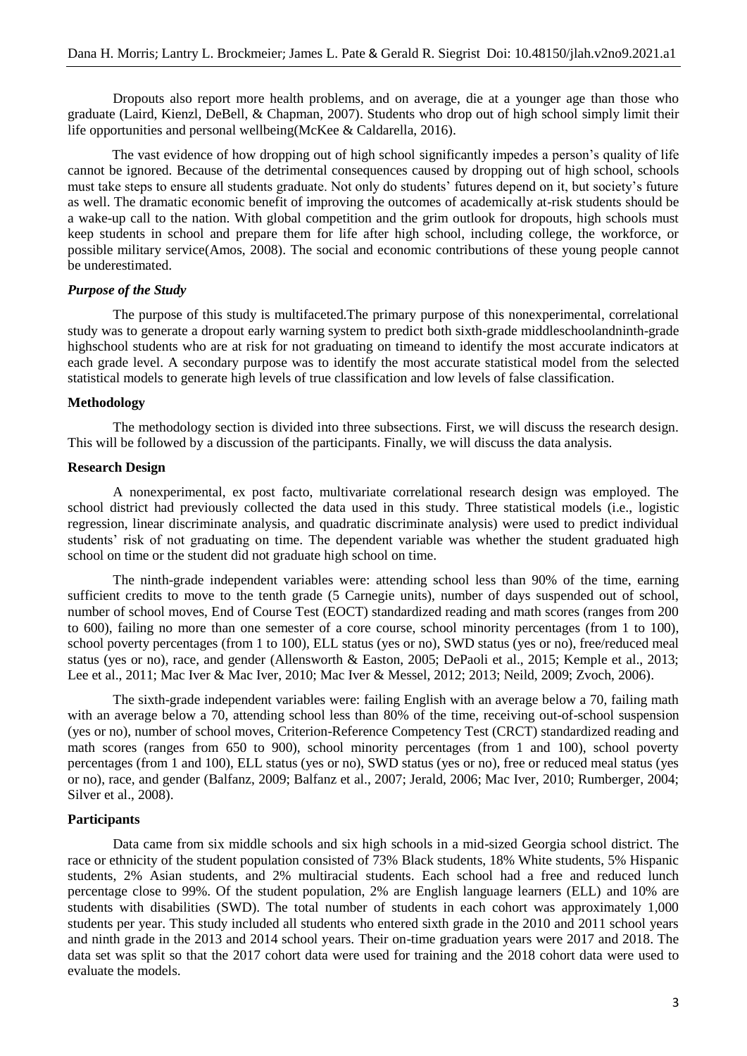Dropouts also report more health problems, and on average, die at a younger age than those who graduate (Laird, Kienzl, DeBell, & Chapman, 2007). Students who drop out of high school simply limit their life opportunities and personal wellbeing(McKee & Caldarella, 2016).

The vast evidence of how dropping out of high school significantly impedes a person's quality of life cannot be ignored. Because of the detrimental consequences caused by dropping out of high school, schools must take steps to ensure all students graduate. Not only do students' futures depend on it, but society's future as well. The dramatic economic benefit of improving the outcomes of academically at-risk students should be a wake-up call to the nation. With global competition and the grim outlook for dropouts, high schools must keep students in school and prepare them for life after high school, including college, the workforce, or possible military service(Amos, 2008). The social and economic contributions of these young people cannot be underestimated.

### *Purpose of the Study*

The purpose of this study is multifaceted.The primary purpose of this nonexperimental, correlational study was to generate a dropout early warning system to predict both sixth-grade middleschoolandninth-grade highschool students who are at risk for not graduating on timeand to identify the most accurate indicators at each grade level. A secondary purpose was to identify the most accurate statistical model from the selected statistical models to generate high levels of true classification and low levels of false classification.

## Methodology

The methodology section is divided into three subsections. First, we will discuss the research design. This will be followed by a discussion of the participants. Finally, we will discuss the data analysis.

### Research Design

A nonexperimental, ex post facto, multivariate correlational research design was employed. The school district had previously collected the data used in this study. Three statistical models (i.e., logistic regression, linear discriminate analysis, and quadratic discriminate analysis) were used to predict individual students' risk of not graduating on time. The dependent variable was whether the student graduated high school on time or the student did not graduate high school on time.

The ninth-grade independent variables were: attending school less than 90% of the time, earning sufficient credits to move to the tenth grade (5 Carnegie units), number of days suspended out of school, number of school moves, End of Course Test (EOCT) standardized reading and math scores (ranges from 200 to 600), failing no more than one semester of a core course, school minority percentages (from 1 to 100), school poverty percentages (from 1 to 100), ELL status (yes or no), SWD status (yes or no), free/reduced meal status (yes or no), race, and gender (Allensworth & Easton, 2005; DePaoli et al., 2015; Kemple et al., 2013; Lee et al., 2011; Mac Iver & Mac Iver, 2010; Mac Iver & Messel, 2012; 2013; Neild, 2009; Zvoch, 2006).

The sixth-grade independent variables were: failing English with an average below a 70, failing math with an average below a 70, attending school less than 80% of the time, receiving out-of-school suspension (yes or no), number of school moves, Criterion-Reference Competency Test (CRCT) standardized reading and math scores (ranges from 650 to 900), school minority percentages (from 1 and 100), school poverty percentages (from 1 and 100), ELL status (yes or no), SWD status (yes or no), free or reduced meal status (yes or no), race, and gender (Balfanz, 2009; Balfanz et al., 2007; Jerald, 2006; Mac Iver, 2010; Rumberger, 2004; Silver et al., 2008).

### Participants

Data came from six middle schools and six high schools in a mid-sized Georgia school district. The race or ethnicity of the student population consisted of 73% Black students, 18% White students, 5% Hispanic students, 2% Asian students, and 2% multiracial students. Each school had a free and reduced lunch percentage close to 99%. Of the student population, 2% are English language learners (ELL) and 10% are students with disabilities (SWD). The total number of students in each cohort was approximately 1,000 students per year. This study included all students who entered sixth grade in the 2010 and 2011 school years and ninth grade in the 2013 and 2014 school years. Their on-time graduation years were 2017 and 2018. The data set was split so that the 2017 cohort data were used for training and the 2018 cohort data were used to evaluate the models.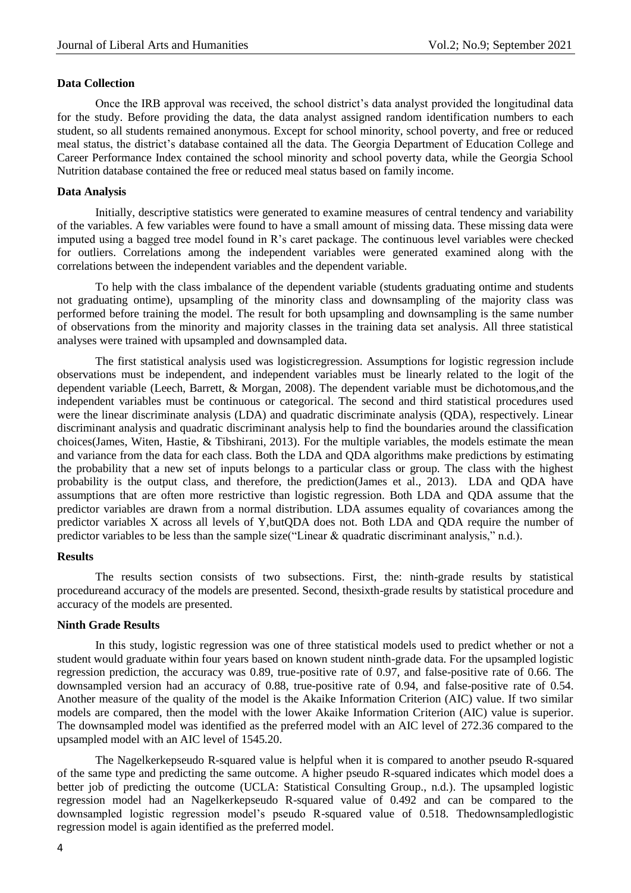### Data Collection

Once the IRB approval was received, the school district's data analyst provided the longitudinal data for the study. Before providing the data, the data analyst assigned random identification numbers to each student, so all students remained anonymous. Except for school minority, school poverty, and free or reduced meal status, the district's database contained all the data. The Georgia Department of Education College and Career Performance Index contained the school minority and school poverty data, while the Georgia School Nutrition database contained the free or reduced meal status based on family income.

### Data Analysis

Initially, descriptive statistics were generated to examine measures of central tendency and variability of the variables. A few variables were found to have a small amount of missing data. These missing data were imputed using a bagged tree model found in R's caret package. The continuous level variables were checked for outliers. Correlations among the independent variables were generated examined along with the correlations between the independent variables and the dependent variable.

To help with the class imbalance of the dependent variable (students graduating ontime and students not graduating ontime), upsampling of the minority class and downsampling of the majority class was performed before training the model. The result for both upsampling and downsampling is the same number of observations from the minority and majority classes in the training data set analysis. All three statistical analyses were trained with upsampled and downsampled data.

The first statistical analysis used was logisticregression. Assumptions for logistic regression include observations must be independent, and independent variables must be linearly related to the logit of the dependent variable (Leech, Barrett, & Morgan, 2008). The dependent variable must be dichotomous,and the independent variables must be continuous or categorical. The second and third statistical procedures used were the linear discriminate analysis (LDA) and quadratic discriminate analysis (QDA), respectively. Linear discriminant analysis and quadratic discriminant analysis help to find the boundaries around the classification choices(James, Witen, Hastie, & Tibshirani, 2013). For the multiple variables, the models estimate the mean and variance from the data for each class. Both the LDA and QDA algorithms make predictions by estimating the probability that a new set of inputs belongs to a particular class or group. The class with the highest probability is the output class, and therefore, the prediction(James et al., 2013). LDA and QDA have assumptions that are often more restrictive than logistic regression. Both LDA and QDA assume that the predictor variables are drawn from a normal distribution. LDA assumes equality of covariances among the predictor variables X across all levels of Y,butQDA does not. Both LDA and QDA require the number of predictor variables to be less than the sample size("Linear & quadratic discriminant analysis," n.d.).

### Results

The results section consists of two subsections. First, the: ninth-grade results by statistical procedureand accuracy of the models are presented. Second, thesixth-grade results by statistical procedure and accuracy of the models are presented.

### Ninth Grade Results

In this study, logistic regression was one of three statistical models used to predict whether or not a student would graduate within four years based on known student ninth-grade data. For the upsampled logistic regression prediction, the accuracy was 0.89, true-positive rate of 0.97, and false-positive rate of 0.66. The downsampled version had an accuracy of 0.88, true-positive rate of 0.94, and false-positive rate of 0.54. Another measure of the quality of the model is the Akaike Information Criterion (AIC) value. If two similar models are compared, then the model with the lower Akaike Information Criterion (AIC) value is superior. The downsampled model was identified as the preferred model with an AIC level of 272.36 compared to the upsampled model with an AIC level of 1545.20.

The Nagelkerkepseudo R-squared value is helpful when it is compared to another pseudo R-squared of the same type and predicting the same outcome. A higher pseudo R-squared indicates which model does a better job of predicting the outcome (UCLA: Statistical Consulting Group., n.d.). The upsampled logistic regression model had an Nagelkerkepseudo R-squared value of 0.492 and can be compared to the downsampled logistic regression model's pseudo R-squared value of 0.518. Thedownsampledlogistic regression model is again identified as the preferred model.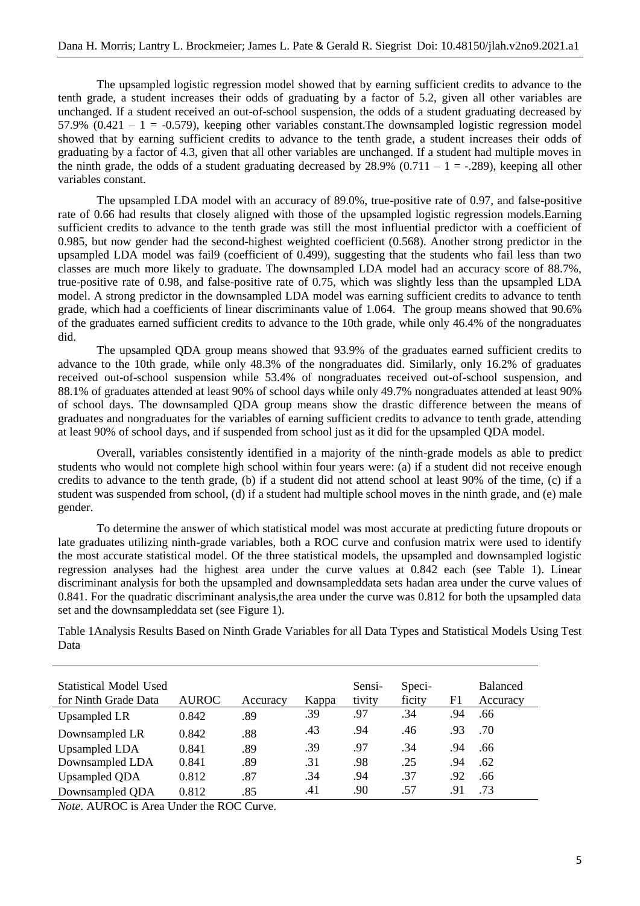The upsampled logistic regression model showed that by earning sufficient credits to advance to the tenth grade, a student increases their odds of graduating by a factor of 5.2, given all other variables are unchanged. If a student received an out-of-school suspension, the odds of a student graduating decreased by 57.9% (0.421 – 1 = -0.579), keeping other variables constant.The downsampled logistic regression model showed that by earning sufficient credits to advance to the tenth grade, a student increases their odds of graduating by a factor of 4.3, given that all other variables are unchanged. If a student had multiple moves in the ninth grade, the odds of a student graduating decreased by 28.9% (0.711 – 1 = -.289), keeping all other variables constant.

The upsampled LDA model with an accuracy of 89.0%, true-positive rate of 0.97, and false-positive rate of 0.66 had results that closely aligned with those of the upsampled logistic regression models.Earning sufficient credits to advance to the tenth grade was still the most influential predictor with a coefficient of 0.985, but now gender had the second-highest weighted coefficient (0.568). Another strong predictor in the upsampled LDA model was fail9 (coefficient of 0.499), suggesting that the students who fail less than two classes are much more likely to graduate. The downsampled LDA model had an accuracy score of 88.7%, true-positive rate of 0.98, and false-positive rate of 0.75, which was slightly less than the upsampled LDA model. A strong predictor in the downsampled LDA model was earning sufficient credits to advance to tenth grade, which had a coefficients of linear discriminants value of 1.064. The group means showed that 90.6% of the graduates earned sufficient credits to advance to the 10th grade, while only 46.4% of the nongraduates did.

The upsampled QDA group means showed that 93.9% of the graduates earned sufficient credits to advance to the 10th grade, while only 48.3% of the nongraduates did. Similarly, only 16.2% of graduates received out-of-school suspension while 53.4% of nongraduates received out-of-school suspension, and 88.1% of graduates attended at least 90% of school days while only 49.7% nongraduates attended at least 90% of school days. The downsampled QDA group means show the drastic difference between the means of graduates and nongraduates for the variables of earning sufficient credits to advance to tenth grade, attending at least 90% of school days, and if suspended from school just as it did for the upsampled QDA model.

Overall, variables consistently identified in a majority of the ninth-grade models as able to predict students who would not complete high school within four years were: (a) if a student did not receive enough credits to advance to the tenth grade, (b) if a student did not attend school at least 90% of the time, (c) if a student was suspended from school, (d) if a student had multiple school moves in the ninth grade, and (e) male gender.

To determine the answer of which statistical model was most accurate at predicting future dropouts or late graduates utilizing ninth-grade variables, both a ROC curve and confusion matrix were used to identify the most accurate statistical model. Of the three statistical models, the upsampled and downsampled logistic regression analyses had the highest area under the curve values at 0.842 each (see Table 1). Linear discriminant analysis for both the upsampled and downsampleddata sets hadan area under the curve values of 0.841. For the quadratic discriminant analysis,the area under the curve was 0.812 for both the upsampled data set and the downsampleddata set (see Figure 1).

Table 1Analysis Results Based on Ninth Grade Variables for all Data Types and Statistical Models Using Test Data

| Statistical Model Used for Ninth Grade Data | AUROC | Accuracy | Kappa | Sensi-tivity | Speci-ficity | F1 | Balanced Accuracy |
|---|---|---|---|---|---|---|---|
| Upsampled LR | 0.842 | .89 | .39 | .97 | .34 | .94 | .66 |
| Downsampled LR | 0.842 | .88 | .43 | .94 | .46 | .93 | .70 |
| Upsampled LDA | 0.841 | .89 | .39 | .97 | .34 | .94 | .66 |
| Downsampled LDA | 0.841 | .89 | .31 | .98 | .25 | .94 | .62 |
| Upsampled QDA | 0.812 | .87 | .34 | .94 | .37 | .92 | .66 |
| Downsampled QDA | 0.812 | .85 | .41 | .90 | .57 | .91 | .73 |

*Note*. AUROC is Area Under the ROC Curve.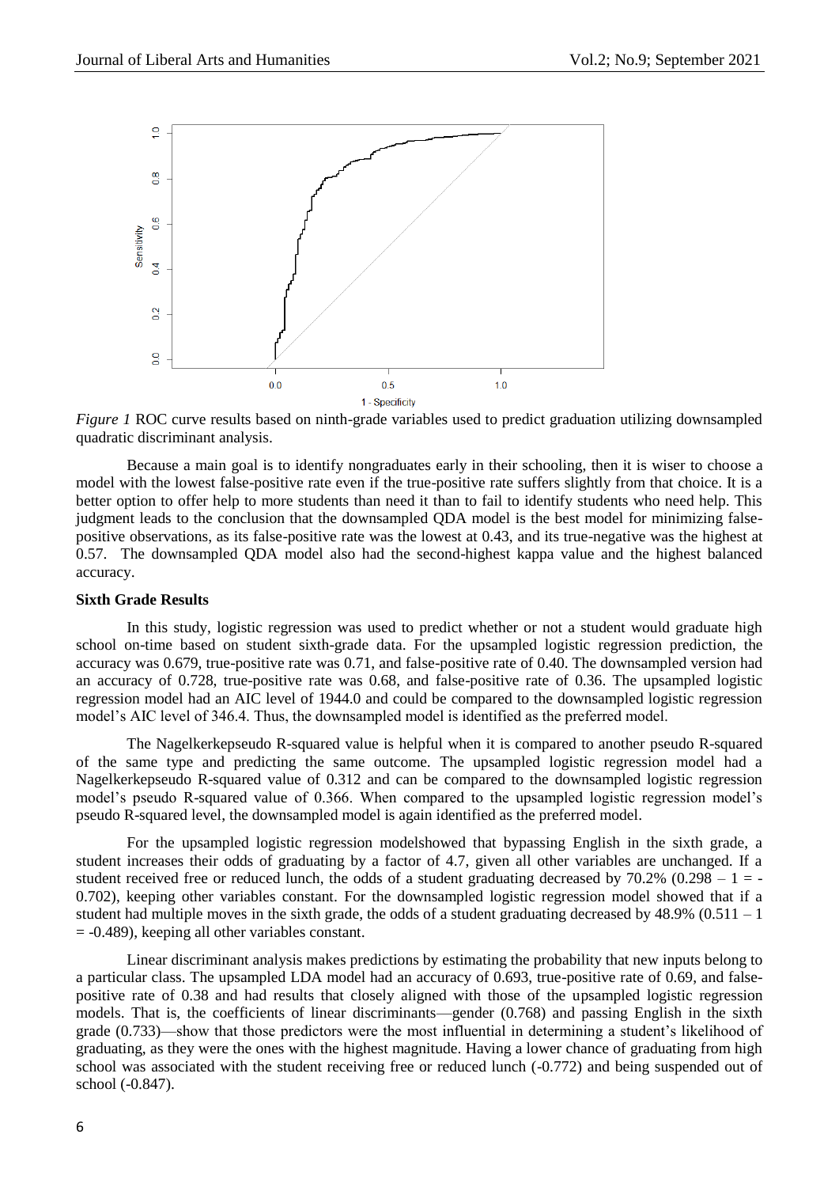1.0
0.8
0.6
0.4
0.2
0.0
Sensitivity
0.0
0.5
1.0
1 - Specificity

*Figure 1* ROC curve results based on ninth-grade variables used to predict graduation utilizing downsampled quadratic discriminant analysis.

Because a main goal is to identify nongraduates early in their schooling, then it is wiser to choose a model with the lowest false-positive rate even if the true-positive rate suffers slightly from that choice. It is a better option to offer help to more students than need it than to fail to identify students who need help. This judgment leads to the conclusion that the downsampled QDA model is the best model for minimizing false-positive observations, as its false-positive rate was the lowest at 0.43, and its true-negative was the highest at 0.57. The downsampled QDA model also had the second-highest kappa value and the highest balanced accuracy.

**Sixth Grade Results**

In this study, logistic regression was used to predict whether or not a student would graduate high school on-time based on student sixth-grade data. For the upsampled logistic regression prediction, the accuracy was 0.679, true-positive rate was 0.71, and false-positive rate of 0.40. The downsampled version had an accuracy of 0.728, true-positive rate was 0.68, and false-positive rate of 0.36. The upsampled logistic regression model had an AIC level of 1944.0 and could be compared to the downsampled logistic regression model's AIC level of 346.4. Thus, the downsampled model is identified as the preferred model.

The Nagelkerkepseudo R-squared value is helpful when it is compared to another pseudo R-squared of the same type and predicting the same outcome. The upsampled logistic regression model had a Nagelkerkepseudo R-squared value of 0.312 and can be compared to the downsampled logistic regression model's pseudo R-squared value of 0.366. When compared to the upsampled logistic regression model's pseudo R-squared level, the downsampled model is again identified as the preferred model.

For the upsampled logistic regression modelshowed that bypassing English in the sixth grade, a student increases their odds of graduating by a factor of 4.7, given all other variables are unchanged. If a student received free or reduced lunch, the odds of a student graduating decreased by 70.2% ($0.298 - 1 = -0.702$), keeping other variables constant. For the downsampled logistic regression model showed that if a student had multiple moves in the sixth grade, the odds of a student graduating decreased by 48.9% ($0.511 - 1 = -0.489$), keeping all other variables constant.

Linear discriminant analysis makes predictions by estimating the probability that new inputs belong to a particular class. The upsampled LDA model had an accuracy of 0.693, true-positive rate of 0.69, and false-positive rate of 0.38 and had results that closely aligned with those of the upsampled logistic regression models. That is, the coefficients of linear discriminants—gender (0.768) and passing English in the sixth grade (0.733)—show that those predictors were the most influential in determining a student's likelihood of graduating, as they were the ones with the highest magnitude. Having a lower chance of graduating from high school was associated with the student receiving free or reduced lunch (-0.772) and being suspended out of school (-0.847).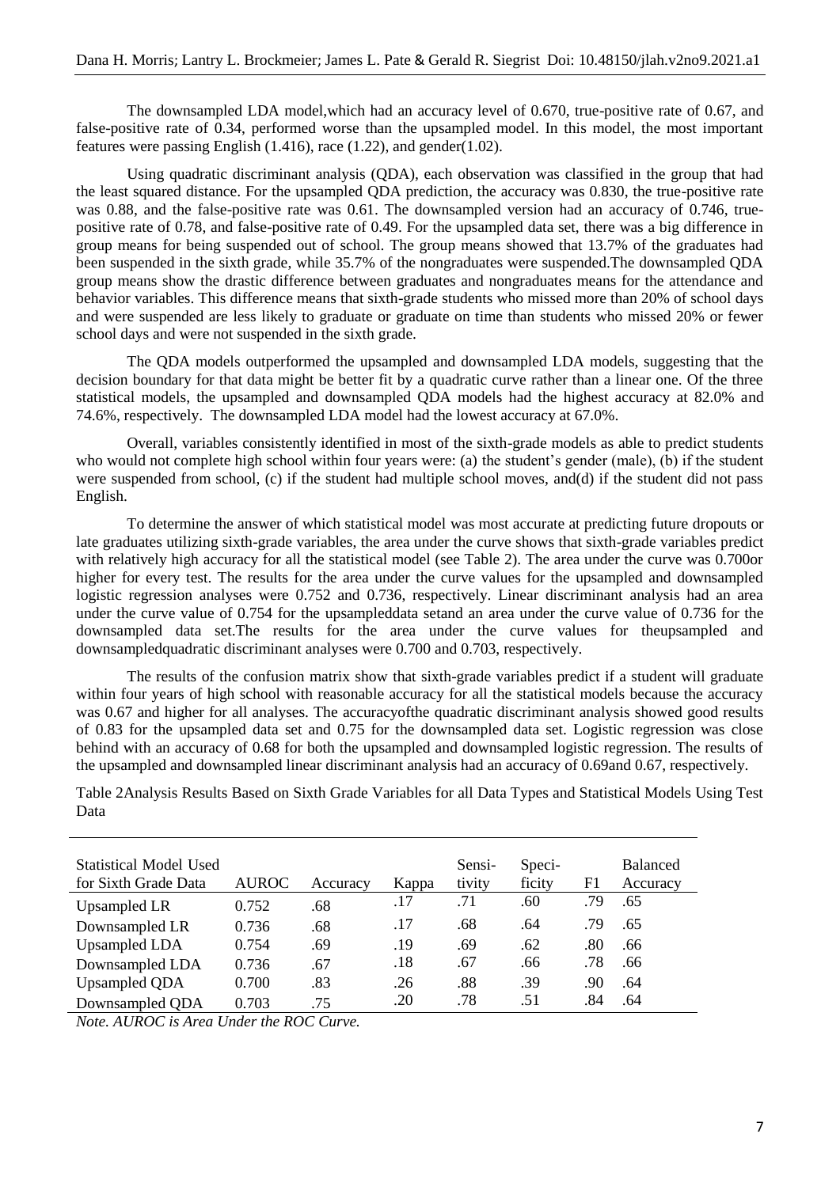The downsampled LDA model,which had an accuracy level of 0.670, true-positive rate of 0.67, and false-positive rate of 0.34, performed worse than the upsampled model. In this model, the most important features were passing English (1.416), race (1.22), and gender(1.02).

Using quadratic discriminant analysis (QDA), each observation was classified in the group that had the least squared distance. For the upsampled QDA prediction, the accuracy was 0.830, the true-positive rate was 0.88, and the false-positive rate was 0.61. The downsampled version had an accuracy of 0.746, true-positive rate of 0.78, and false-positive rate of 0.49. For the upsampled data set, there was a big difference in group means for being suspended out of school. The group means showed that 13.7% of the graduates had been suspended in the sixth grade, while 35.7% of the nongraduates were suspended.The downsampled QDA group means show the drastic difference between graduates and nongraduates means for the attendance and behavior variables. This difference means that sixth-grade students who missed more than 20% of school days and were suspended are less likely to graduate or graduate on time than students who missed 20% or fewer school days and were not suspended in the sixth grade.

The QDA models outperformed the upsampled and downsampled LDA models, suggesting that the decision boundary for that data might be better fit by a quadratic curve rather than a linear one. Of the three statistical models, the upsampled and downsampled QDA models had the highest accuracy at 82.0% and 74.6%, respectively. The downsampled LDA model had the lowest accuracy at 67.0%.

Overall, variables consistently identified in most of the sixth-grade models as able to predict students who would not complete high school within four years were: (a) the student's gender (male), (b) if the student were suspended from school, (c) if the student had multiple school moves, and(d) if the student did not pass English.

To determine the answer of which statistical model was most accurate at predicting future dropouts or late graduates utilizing sixth-grade variables, the area under the curve shows that sixth-grade variables predict with relatively high accuracy for all the statistical model (see Table 2). The area under the curve was 0.700or higher for every test. The results for the area under the curve values for the upsampled and downsampled logistic regression analyses were 0.752 and 0.736, respectively. Linear discriminant analysis had an area under the curve value of 0.754 for the upsampleddata setand an area under the curve value of 0.736 for the downsampled data set.The results for the area under the curve values for theupsampled and downsampledquadratic discriminant analyses were 0.700 and 0.703, respectively.

The results of the confusion matrix show that sixth-grade variables predict if a student will graduate within four years of high school with reasonable accuracy for all the statistical models because the accuracy was 0.67 and higher for all analyses. The accuracyofthe quadratic discriminant analysis showed good results of 0.83 for the upsampled data set and 0.75 for the downsampled data set. Logistic regression was close behind with an accuracy of 0.68 for both the upsampled and downsampled logistic regression. The results of the upsampled and downsampled linear discriminant analysis had an accuracy of 0.69and 0.67, respectively.

Table 2Analysis Results Based on Sixth Grade Variables for all Data Types and Statistical Models Using Test Data

| Statistical Model Used for Sixth Grade Data | AUROC | Accuracy | Kappa | Sensi-tivity | Speci-ficity | F1 | Balanced Accuracy |
|---|---|---|---|---|---|---|---|
| Upsampled LR | 0.752 | .68 | .17 | .71 | .60 | .79 | .65 |
| Downsampled LR | 0.736 | .68 | .17 | .68 | .64 | .79 | .65 |
| Upsampled LDA | 0.754 | .69 | .19 | .69 | .62 | .80 | .66 |
| Downsampled LDA | 0.736 | .67 | .18 | .67 | .66 | .78 | .66 |
| Upsampled QDA | 0.700 | .83 | .26 | .88 | .39 | .90 | .64 |
| Downsampled QDA | 0.703 | .75 | .20 | .78 | .51 | .84 | .64 |

*Note. AUROC is Area Under the ROC Curve.*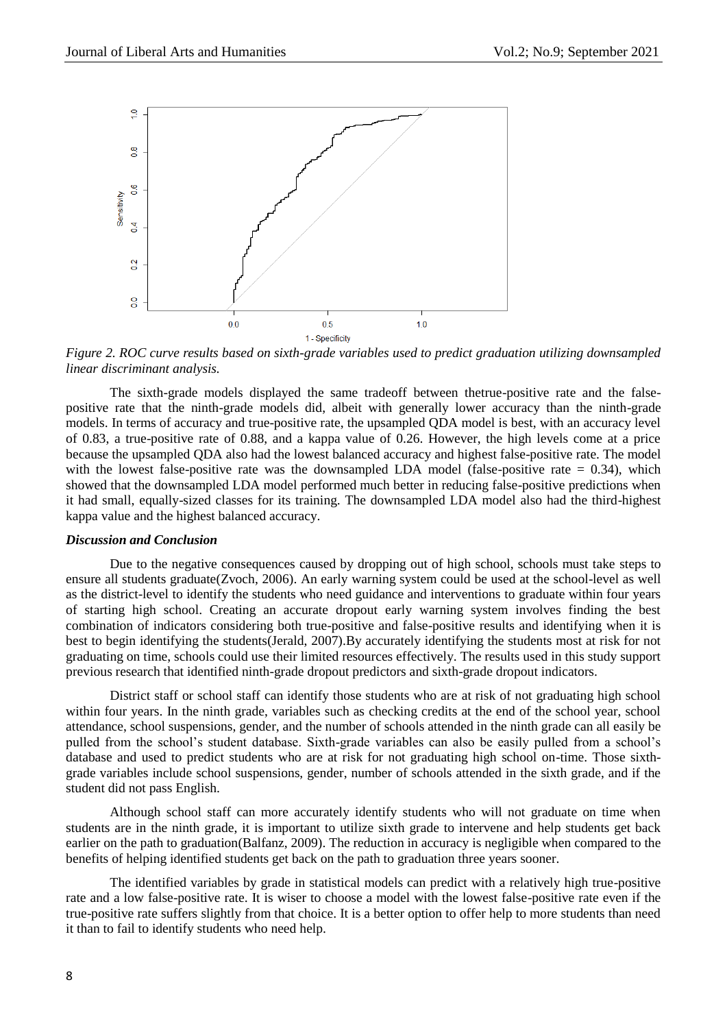Sensitivity

0.0

0.2

0.4

0.6

0.8

1.0

0.0

0.5

1.0

1 - Specificity

*Figure 2. ROC curve results based on sixth-grade variables used to predict graduation utilizing downsampled linear discriminant analysis.*

The sixth-grade models displayed the same tradeoff between thetrue-positive rate and the false-positive rate that the ninth-grade models did, albeit with generally lower accuracy than the ninth-grade models. In terms of accuracy and true-positive rate, the upsampled QDA model is best, with an accuracy level of 0.83, a true-positive rate of 0.88, and a kappa value of 0.26. However, the high levels come at a price because the upsampled QDA also had the lowest balanced accuracy and highest false-positive rate. The model with the lowest false-positive rate was the downsampled LDA model (false-positive rate = 0.34), which showed that the downsampled LDA model performed much better in reducing false-positive predictions when it had small, equally-sized classes for its training. The downsampled LDA model also had the third-highest kappa value and the highest balanced accuracy.

### *Discussion and Conclusion*

Due to the negative consequences caused by dropping out of high school, schools must take steps to ensure all students graduate(Zvoch, 2006). An early warning system could be used at the school-level as well as the district-level to identify the students who need guidance and interventions to graduate within four years of starting high school. Creating an accurate dropout early warning system involves finding the best combination of indicators considering both true-positive and false-positive results and identifying when it is best to begin identifying the students(Jerald, 2007).By accurately identifying the students most at risk for not graduating on time, schools could use their limited resources effectively. The results used in this study support previous research that identified ninth-grade dropout predictors and sixth-grade dropout indicators.

District staff or school staff can identify those students who are at risk of not graduating high school within four years. In the ninth grade, variables such as checking credits at the end of the school year, school attendance, school suspensions, gender, and the number of schools attended in the ninth grade can all easily be pulled from the school's student database. Sixth-grade variables can also be easily pulled from a school's database and used to predict students who are at risk for not graduating high school on-time. Those sixth-grade variables include school suspensions, gender, number of schools attended in the sixth grade, and if the student did not pass English.

Although school staff can more accurately identify students who will not graduate on time when students are in the ninth grade, it is important to utilize sixth grade to intervene and help students get back earlier on the path to graduation(Balfanz, 2009). The reduction in accuracy is negligible when compared to the benefits of helping identified students get back on the path to graduation three years sooner.

The identified variables by grade in statistical models can predict with a relatively high true-positive rate and a low false-positive rate. It is wiser to choose a model with the lowest false-positive rate even if the true-positive rate suffers slightly from that choice. It is a better option to offer help to more students than need it than to fail to identify students who need help.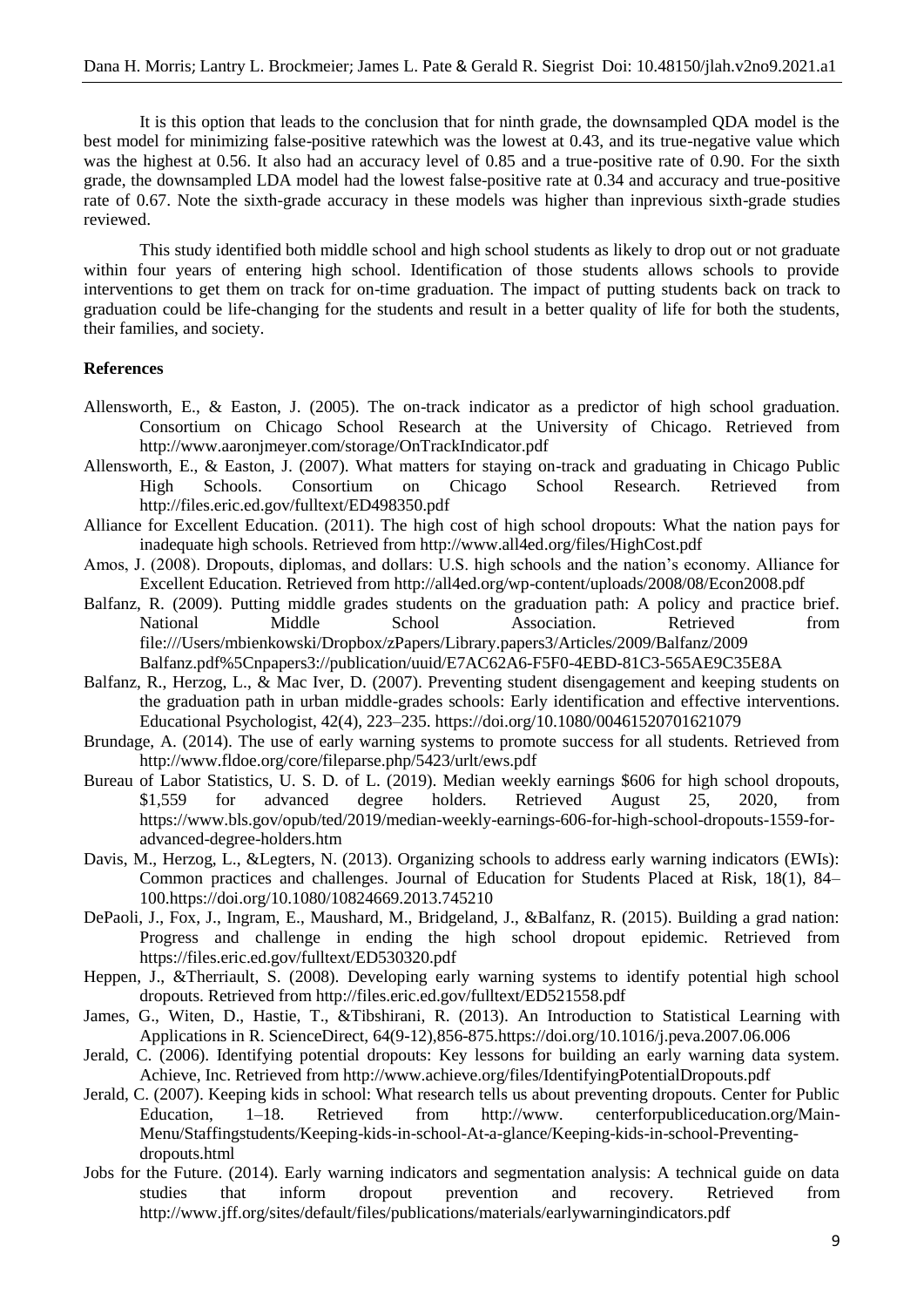It is this option that leads to the conclusion that for ninth grade, the downsampled QDA model is the best model for minimizing false-positive ratewhich was the lowest at 0.43, and its true-negative value which was the highest at 0.56. It also had an accuracy level of 0.85 and a true-positive rate of 0.90. For the sixth grade, the downsampled LDA model had the lowest false-positive rate at 0.34 and accuracy and true-positive rate of 0.67. Note the sixth-grade accuracy in these models was higher than inprevious sixth-grade studies reviewed.

This study identified both middle school and high school students as likely to drop out or not graduate within four years of entering high school. Identification of those students allows schools to provide interventions to get them on track for on-time graduation. The impact of putting students back on track to graduation could be life-changing for the students and result in a better quality of life for both the students, their families, and society.

**References**

Allensworth, E., & Easton, J. (2005). The on-track indicator as a predictor of high school graduation. Consortium on Chicago School Research at the University of Chicago. Retrieved from http://www.aaronjmeyer.com/storage/OnTrackIndicator.pdf

Allensworth, E., & Easton, J. (2007). What matters for staying on-track and graduating in Chicago Public High Schools. Consortium on Chicago School Research. Retrieved from http://files.eric.ed.gov/fulltext/ED498350.pdf

Alliance for Excellent Education. (2011). The high cost of high school dropouts: What the nation pays for inadequate high schools. Retrieved from http://www.all4ed.org/files/HighCost.pdf

Amos, J. (2008). Dropouts, diplomas, and dollars: U.S. high schools and the nation's economy. Alliance for Excellent Education. Retrieved from http://all4ed.org/wp-content/uploads/2008/08/Econ2008.pdf

Balfanz, R. (2009). Putting middle grades students on the graduation path: A policy and practice brief. National Middle School Association. Retrieved from file:///Users/mbienkowski/Dropbox/zPapers/Library.papers3/Articles/2009/Balfanz/2009 Balfanz.pdf%5Cnpapers3://publication/uuid/E7AC62A6-F5F0-4EBD-81C3-565AE9C35E8A

Balfanz, R., Herzog, L., & Mac Iver, D. (2007). Preventing student disengagement and keeping students on the graduation path in urban middle-grades schools: Early identification and effective interventions. Educational Psychologist, 42(4), 223–235. https://doi.org/10.1080/00461520701621079

Brundage, A. (2014). The use of early warning systems to promote success for all students. Retrieved from http://www.fldoe.org/core/fileparse.php/5423/urlt/ews.pdf

Bureau of Labor Statistics, U. S. D. of L. (2019). Median weekly earnings $606 for high school dropouts, $1,559 for advanced degree holders. Retrieved August 25, 2020, from https://www.bls.gov/opub/ted/2019/median-weekly-earnings-606-for-high-school-dropouts-1559-for-advanced-degree-holders.htm

Davis, M., Herzog, L., &Legters, N. (2013). Organizing schools to address early warning indicators (EWIs): Common practices and challenges. Journal of Education for Students Placed at Risk, 18(1), 84–100.https://doi.org/10.1080/10824669.2013.745210

DePaoli, J., Fox, J., Ingram, E., Maushard, M., Bridgeland, J., &Balfanz, R. (2015). Building a grad nation: Progress and challenge in ending the high school dropout epidemic. Retrieved from https://files.eric.ed.gov/fulltext/ED530320.pdf

Heppen, J., &Therriault, S. (2008). Developing early warning systems to identify potential high school dropouts. Retrieved from http://files.eric.ed.gov/fulltext/ED521558.pdf

James, G., Witen, D., Hastie, T., &Tibshirani, R. (2013). An Introduction to Statistical Learning with Applications in R. ScienceDirect, 64(9-12),856-875.https://doi.org/10.1016/j.peva.2007.06.006

Jerald, C. (2006). Identifying potential dropouts: Key lessons for building an early warning data system. Achieve, Inc. Retrieved from http://www.achieve.org/files/IdentifyingPotentialDropouts.pdf

Jerald, C. (2007). Keeping kids in school: What research tells us about preventing dropouts. Center for Public Education, 1–18. Retrieved from http://www. centerforpubliceducation.org/Main-Menu/Staffingstudents/Keeping-kids-in-school-At-a-glance/Keeping-kids-in-school-Preventing-dropouts.html

Jobs for the Future. (2014). Early warning indicators and segmentation analysis: A technical guide on data studies that inform dropout prevention and recovery. Retrieved from http://www.jff.org/sites/default/files/publications/materials/earlywarningindicators.pdf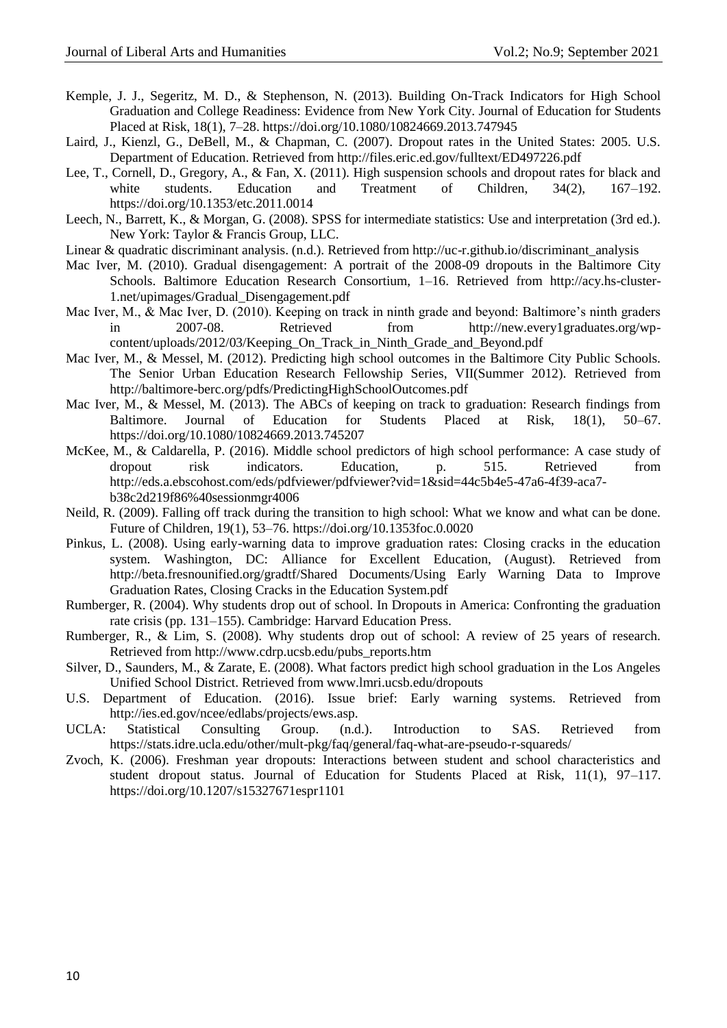Kemple, J. J., Segeritz, M. D., & Stephenson, N. (2013). Building On-Track Indicators for High School Graduation and College Readiness: Evidence from New York City. Journal of Education for Students Placed at Risk, 18(1), 7–28. https://doi.org/10.1080/10824669.2013.747945

Laird, J., Kienzl, G., DeBell, M., & Chapman, C. (2007). Dropout rates in the United States: 2005. U.S. Department of Education. Retrieved from http://files.eric.ed.gov/fulltext/ED497226.pdf

Lee, T., Cornell, D., Gregory, A., & Fan, X. (2011). High suspension schools and dropout rates for black and white students. Education and Treatment of Children, 34(2), 167–192. https://doi.org/10.1353/etc.2011.0014

Leech, N., Barrett, K., & Morgan, G. (2008). SPSS for intermediate statistics: Use and interpretation (3rd ed.). New York: Taylor & Francis Group, LLC.

Linear & quadratic discriminant analysis. (n.d.). Retrieved from http://uc-r.github.io/discriminant_analysis

Mac Iver, M. (2010). Gradual disengagement: A portrait of the 2008-09 dropouts in the Baltimore City Schools. Baltimore Education Research Consortium, 1–16. Retrieved from http://acy.hs-cluster-1.net/upimages/Gradual_Disengagement.pdf

Mac Iver, M., & Mac Iver, D. (2010). Keeping on track in ninth grade and beyond: Baltimore's ninth graders in 2007-08. Retrieved from http://new.every1graduates.org/wp-content/uploads/2012/03/Keeping_On_Track_in_Ninth_Grade_and_Beyond.pdf

Mac Iver, M., & Messel, M. (2012). Predicting high school outcomes in the Baltimore City Public Schools. The Senior Urban Education Research Fellowship Series, VII(Summer 2012). Retrieved from http://baltimore-berc.org/pdfs/PredictingHighSchoolOutcomes.pdf

Mac Iver, M., & Messel, M. (2013). The ABCs of keeping on track to graduation: Research findings from Baltimore. Journal of Education for Students Placed at Risk, 18(1), 50–67. https://doi.org/10.1080/10824669.2013.745207

McKee, M., & Caldarella, P. (2016). Middle school predictors of high school performance: A case study of dropout risk indicators. Education, p. 515. Retrieved from http://eds.a.ebscohost.com/eds/pdfviewer/pdfviewer?vid=1&sid=44c5b4e5-47a6-4f39-aca7-b38c2d219f86%40sessionmgr4006

Neild, R. (2009). Falling off track during the transition to high school: What we know and what can be done. Future of Children, 19(1), 53–76. https://doi.org/10.1353foc.0.0020

Pinkus, L. (2008). Using early-warning data to improve graduation rates: Closing cracks in the education system. Washington, DC: Alliance for Excellent Education, (August). Retrieved from http://beta.fresnounified.org/gradtf/Shared Documents/Using Early Warning Data to Improve Graduation Rates, Closing Cracks in the Education System.pdf

Rumberger, R. (2004). Why students drop out of school. In Dropouts in America: Confronting the graduation rate crisis (pp. 131–155). Cambridge: Harvard Education Press.

Rumberger, R., & Lim, S. (2008). Why students drop out of school: A review of 25 years of research. Retrieved from http://www.cdrp.ucsb.edu/pubs_reports.htm

Silver, D., Saunders, M., & Zarate, E. (2008). What factors predict high school graduation in the Los Angeles Unified School District. Retrieved from www.lmri.ucsb.edu/dropouts

U.S. Department of Education. (2016). Issue brief: Early warning systems. Retrieved from http://ies.ed.gov/ncee/edlabs/projects/ews.asp.

UCLA: Statistical Consulting Group. (n.d.). Introduction to SAS. Retrieved from https://stats.idre.ucla.edu/other/mult-pkg/faq/general/faq-what-are-pseudo-r-squareds/

Zvoch, K. (2006). Freshman year dropouts: Interactions between student and school characteristics and student dropout status. Journal of Education for Students Placed at Risk, 11(1), 97–117. https://doi.org/10.1207/s15327671espr1101